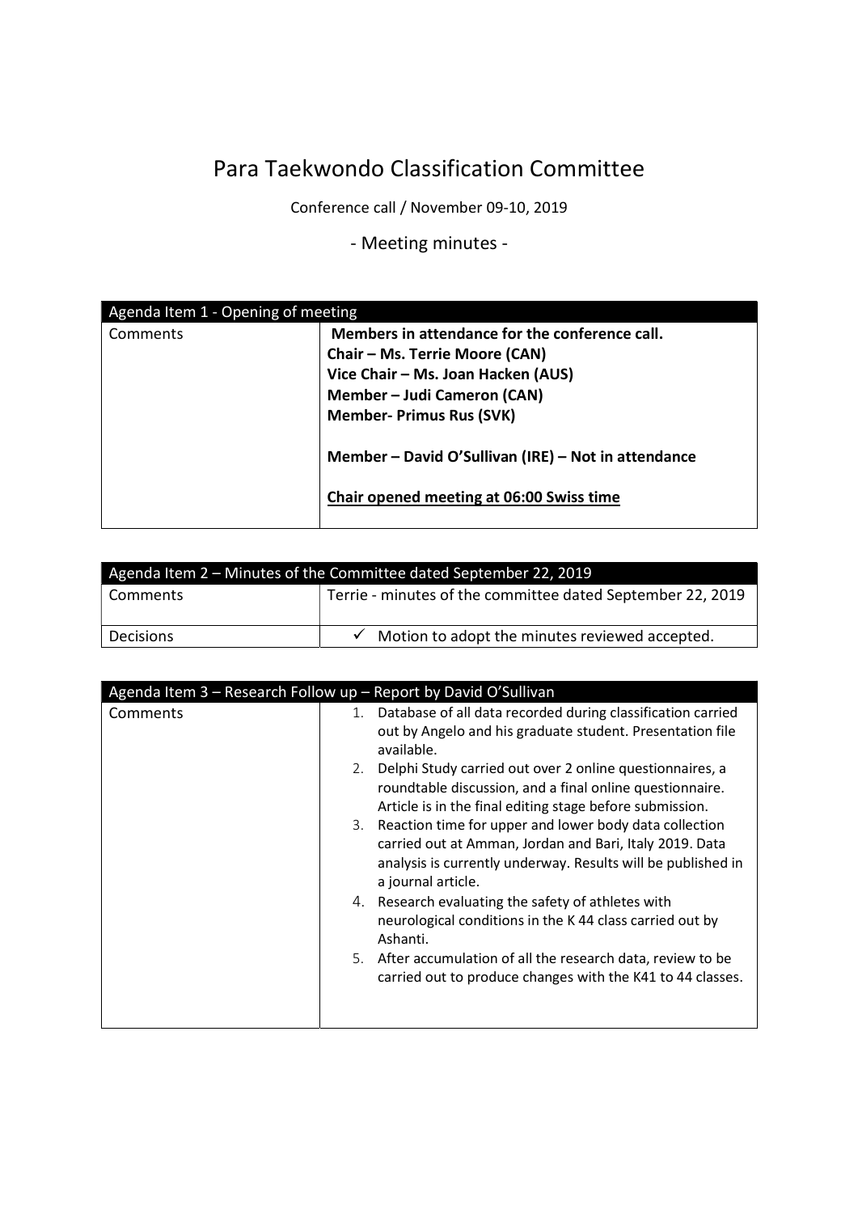# Para Taekwondo Classification Committee

Conference call / November 09-10, 2019

## - Meeting minutes -

| Agenda Item 1 - Opening of meeting | |
|---|---|
| Comments | **Members in attendance for the conference call.**<br>**Chair – Ms. Terrie Moore (CAN)**<br>**Vice Chair – Ms. Joan Hacken (AUS)**<br>**Member – Judi Cameron (CAN)**<br>**Member- Primus Rus (SVK)**<br><br>**Member – David O'Sullivan (IRE) – Not in attendance**<br><br>**Chair opened meeting at 06:00 Swiss time** |

| Agenda Item 2 – Minutes of the Committee dated September 22, 2019 | |
|---|---|
| Comments | Terrie - minutes of the committee dated September 22, 2019 |
| Decisions | ✓ Motion to adopt the minutes reviewed accepted. |

| Agenda Item 3 – Research Follow up – Report by David O'Sullivan | |
|---|---|
| Comments | 1. Database of all data recorded during classification carried out by Angelo and his graduate student. Presentation file available.<br>2. Delphi Study carried out over 2 online questionnaires, a roundtable discussion, and a final online questionnaire. Article is in the final editing stage before submission.<br>3. Reaction time for upper and lower body data collection carried out at Amman, Jordan and Bari, Italy 2019. Data analysis is currently underway. Results will be published in a journal article.<br>4. Research evaluating the safety of athletes with neurological conditions in the K 44 class carried out by Ashanti.<br>5. After accumulation of all the research data, review to be carried out to produce changes with the K41 to 44 classes. |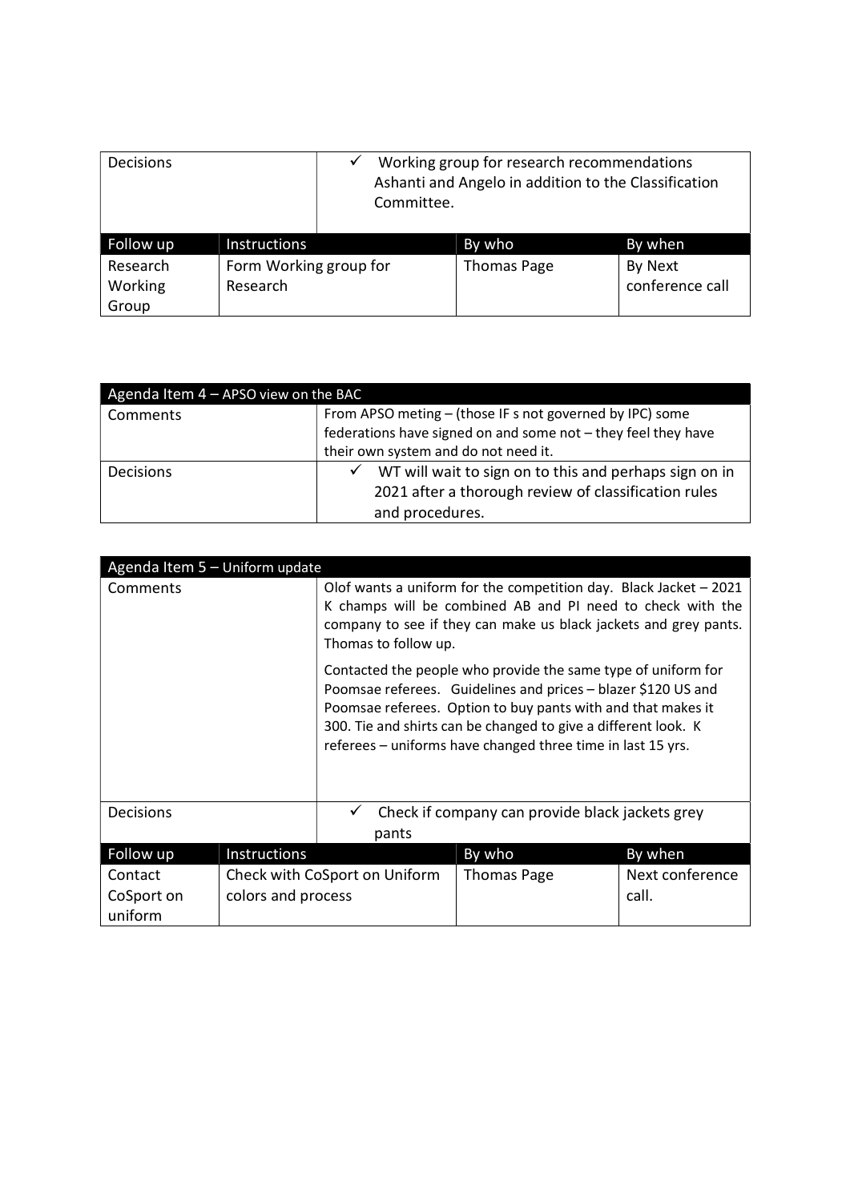| Decisions | ✓ Working group for research recommendations Ashanti and Angelo in addition to the Classification Committee. | | |
|---|---|---|---|
| **Follow up** | **Instructions** | **By who** | **By when** |
| Research Working Group | Form Working group for Research | Thomas Page | By Next conference call |

| Agenda Item 4 – APSO view on the BAC | |
|---|---|
| Comments | From APSO meting – (those IF s not governed by IPC) some federations have signed on and some not – they feel they have their own system and do not need it. |
| Decisions | ✓ WT will wait to sign on to this and perhaps sign on in 2021 after a thorough review of classification rules and procedures. |

| Agenda Item 5 – Uniform update | | | |
|---|---|---|---|
| Comments | Olof wants a uniform for the competition day. Black Jacket – 2021 K champs will be combined AB and PI need to check with the company to see if they can make us black jackets and grey pants. Thomas to follow up.<br><br>Contacted the people who provide the same type of uniform for Poomsae referees. Guidelines and prices – blazer $120 US and Poomsae referees. Option to buy pants with and that makes it 300. Tie and shirts can be changed to give a different look. K referees – uniforms have changed three time in last 15 yrs. | | |
| Decisions | ✓ Check if company can provide black jackets grey pants | | |
| **Follow up** | **Instructions** | **By who** | **By when** |
| Contact CoSport on uniform | Check with CoSport on Uniform colors and process | Thomas Page | Next conference call. |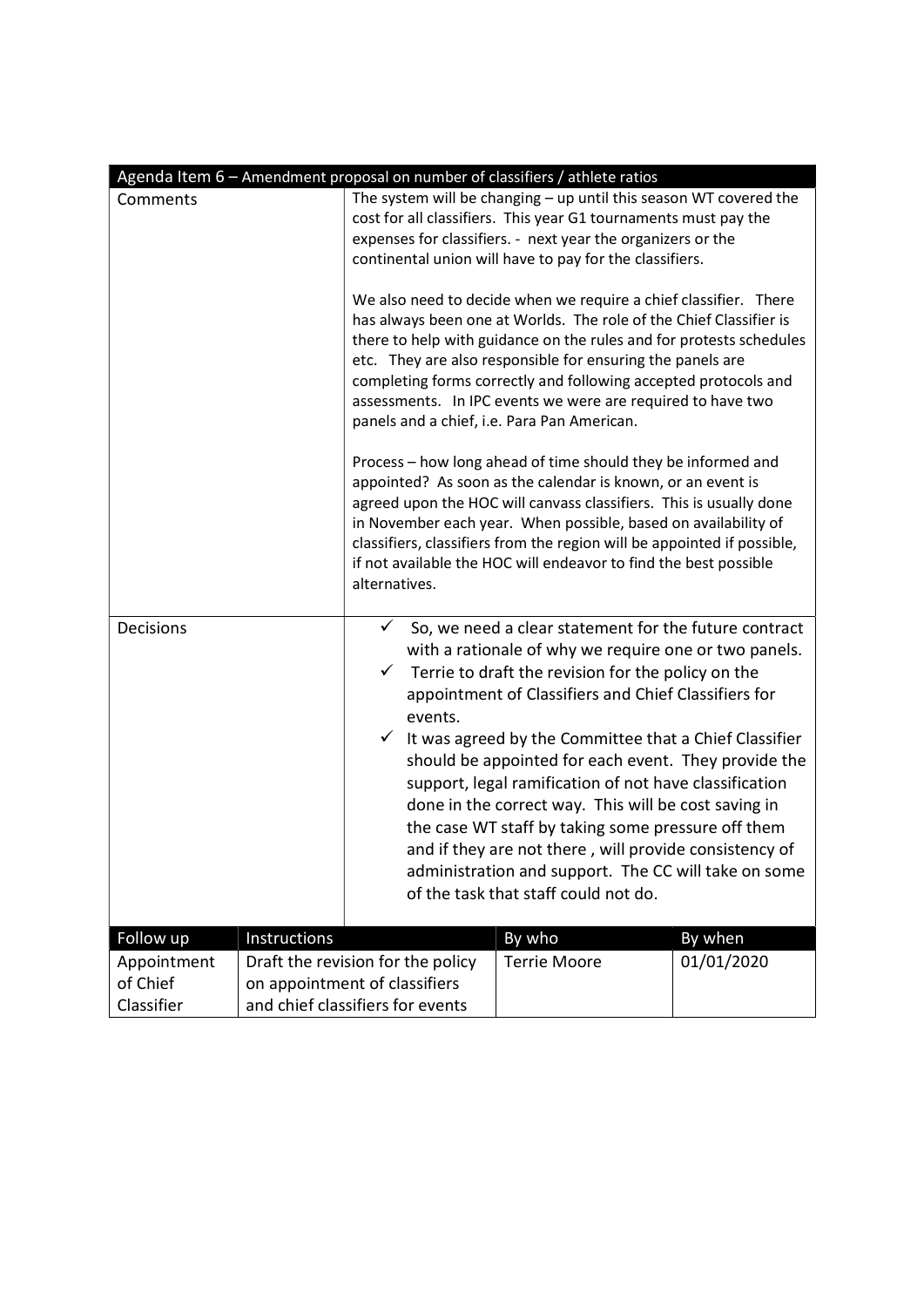| Agenda Item 6 – Amendment proposal on number of classifiers / athlete ratios | | | |
|---|---|---|---|
| Comments | The system will be changing – up until this season WT covered the cost for all classifiers. This year G1 tournaments must pay the expenses for classifiers. - next year the organizers or the continental union will have to pay for the classifiers.<br><br>We also need to decide when we require a chief classifier. There has always been one at Worlds. The role of the Chief Classifier is there to help with guidance on the rules and for protests schedules etc. They are also responsible for ensuring the panels are completing forms correctly and following accepted protocols and assessments. In IPC events we were are required to have two panels and a chief, i.e. Para Pan American.<br><br>Process – how long ahead of time should they be informed and appointed? As soon as the calendar is known, or an event is agreed upon the HOC will canvass classifiers. This is usually done in November each year. When possible, based on availability of classifiers, classifiers from the region will be appointed if possible, if not available the HOC will endeavor to find the best possible alternatives. | | |
| Decisions | ✓ So, we need a clear statement for the future contract with a rationale of why we require one or two panels.<br>✓ Terrie to draft the revision for the policy on the appointment of Classifiers and Chief Classifiers for events.<br>✓ It was agreed by the Committee that a Chief Classifier should be appointed for each event. They provide the support, legal ramification of not have classification done in the correct way. This will be cost saving in the case WT staff by taking some pressure off them and if they are not there , will provide consistency of administration and support. The CC will take on some of the task that staff could not do. | | |
| **Follow up** | **Instructions** | **By who** | **By when** |
| Appointment of Chief Classifier | Draft the revision for the policy on appointment of classifiers and chief classifiers for events | Terrie Moore | 01/01/2020 |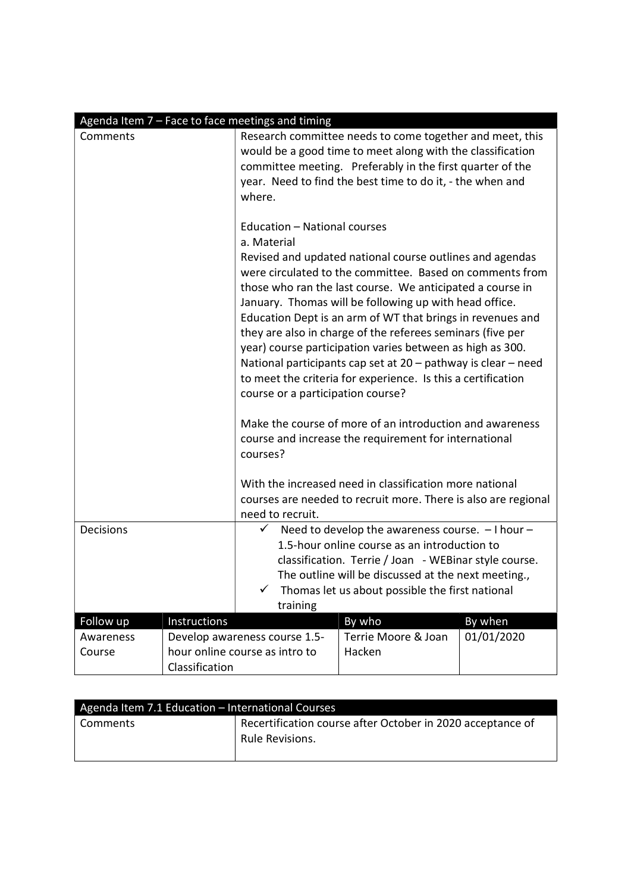| Agenda Item 7 – Face to face meetings and timing | | | |
|---|---|---|---|
| Comments | Research committee needs to come together and meet, this would be a good time to meet along with the classification committee meeting. Preferably in the first quarter of the year. Need to find the best time to do it, - the when and where.<br><br>Education – National courses<br>a. Material<br>Revised and updated national course outlines and agendas were circulated to the committee. Based on comments from those who ran the last course. We anticipated a course in January. Thomas will be following up with head office. Education Dept is an arm of WT that brings in revenues and they are also in charge of the referees seminars (five per year) course participation varies between as high as 300. National participants cap set at 20 – pathway is clear – need to meet the criteria for experience. Is this a certification course or a participation course?<br><br>Make the course of more of an introduction and awareness course and increase the requirement for international courses?<br><br>With the increased need in classification more national courses are needed to recruit more. There is also are regional need to recruit. | | |
| Decisions | ✓ Need to develop the awareness course. – I hour – 1.5-hour online course as an introduction to classification. Terrie / Joan - WEBinar style course. The outline will be discussed at the next meeting.,<br>✓ Thomas let us about possible the first national training | | |

| Follow up | Instructions | By who | By when |
|---|---|---|---|
| Awareness Course | Develop awareness course 1.5-hour online course as intro to Classification | Terrie Moore & Joan Hacken | 01/01/2020 |

| Agenda Item 7.1 Education – International Courses | |
|---|---|
| Comments | Recertification course after October in 2020 acceptance of Rule Revisions. |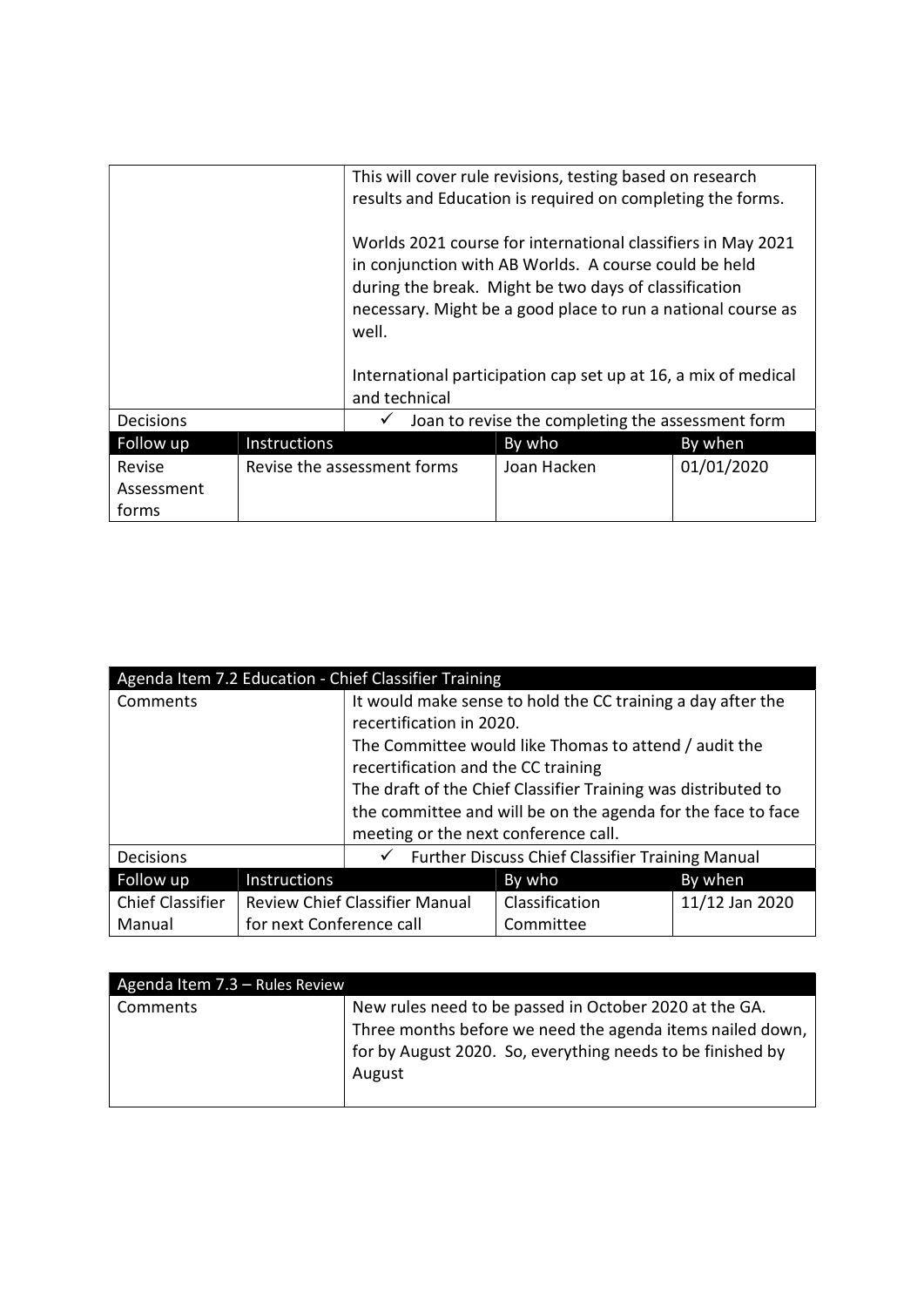| | | | |
|---|---|---|---|
| | This will cover rule revisions, testing based on research results and Education is required on completing the forms.<br><br>Worlds 2021 course for international classifiers in May 2021 in conjunction with AB Worlds. A course could be held during the break. Might be two days of classification necessary. Might be a good place to run a national course as well.<br><br>International participation cap set up at 16, a mix of medical and technical | | |
| Decisions | ✓ Joan to revise the completing the assessment form | | |
| **Follow up** | **Instructions** | **By who** | **By when** |
| Revise Assessment forms | Revise the assessment forms | Joan Hacken | 01/01/2020 |

| Agenda Item 7.2 Education - Chief Classifier Training | | | |
|---|---|---|---|
| Comments | It would make sense to hold the CC training a day after the recertification in 2020.<br>The Committee would like Thomas to attend / audit the recertification and the CC training<br>The draft of the Chief Classifier Training was distributed to the committee and will be on the agenda for the face to face meeting or the next conference call. | | |
| Decisions | ✓ Further Discuss Chief Classifier Training Manual | | |
| **Follow up** | **Instructions** | **By who** | **By when** |
| Chief Classifier Manual | Review Chief Classifier Manual for next Conference call | Classification Committee | 11/12 Jan 2020 |

| Agenda Item 7.3 – Rules Review | |
|---|---|
| Comments | New rules need to be passed in October 2020 at the GA. Three months before we need the agenda items nailed down, for by August 2020. So, everything needs to be finished by August |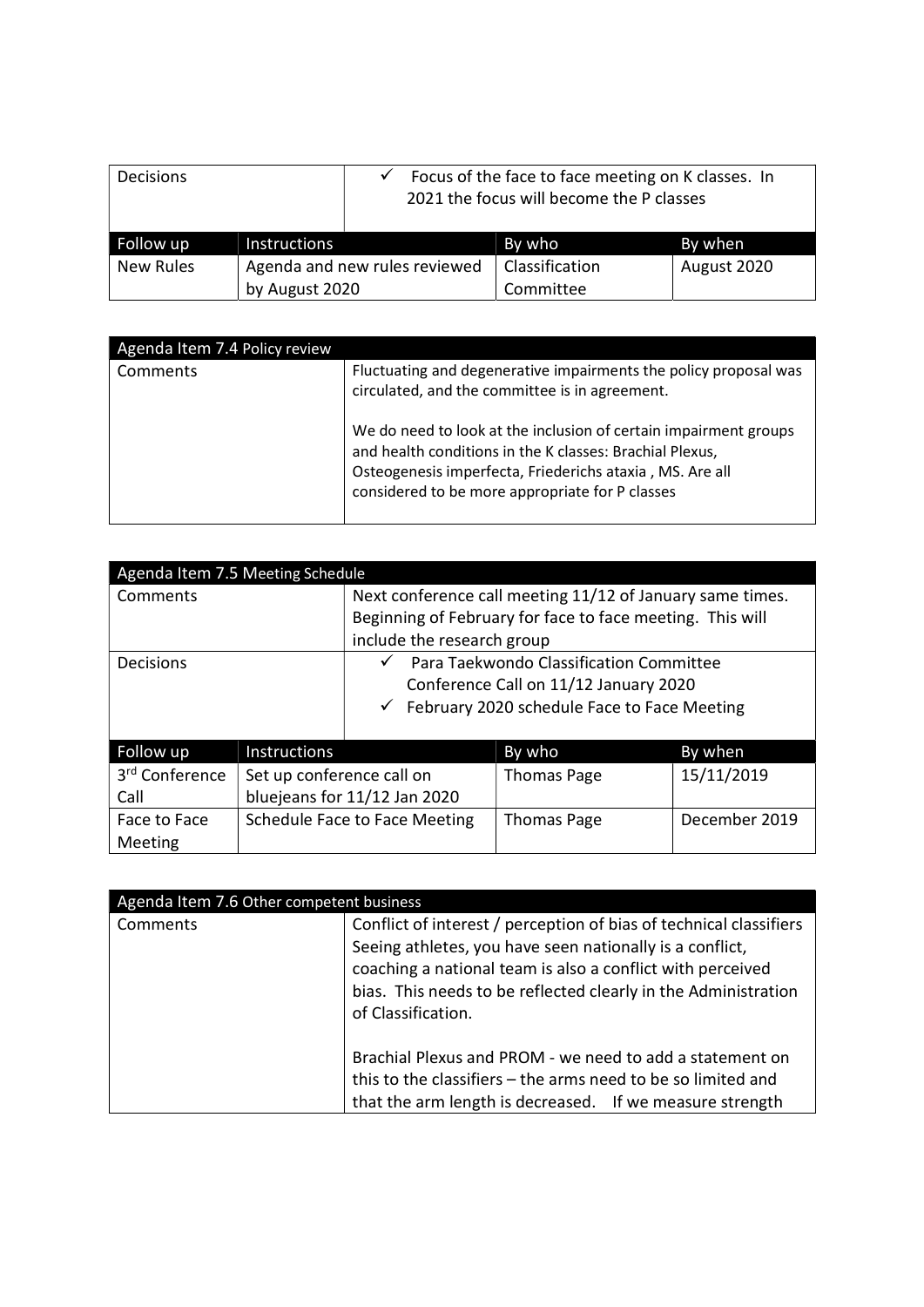| Decisions | | ✓ Focus of the face to face meeting on K classes. In 2021 the focus will become the P classes | |
|---|---|---|---|
| **Follow up** | **Instructions** | **By who** | **By when** |
| New Rules | Agenda and new rules reviewed by August 2020 | Classification Committee | August 2020 |

| Agenda Item 7.4 Policy review | |
|---|---|
| Comments | Fluctuating and degenerative impairments the policy proposal was circulated, and the committee is in agreement.<br><br>We do need to look at the inclusion of certain impairment groups and health conditions in the K classes: Brachial Plexus, Osteogenesis imperfecta, Friederichs ataxia , MS. Are all considered to be more appropriate for P classes |

| Agenda Item 7.5 Meeting Schedule | | | |
|---|---|---|---|
| Comments | Next conference call meeting 11/12 of January same times. Beginning of February for face to face meeting. This will include the research group | | |
| Decisions | ✓ Para Taekwondo Classification Committee Conference Call on 11/12 January 2020<br>✓ February 2020 schedule Face to Face Meeting | | |
| **Follow up** | **Instructions** | **By who** | **By when** |
| 3rd Conference Call | Set up conference call on bluejeans for 11/12 Jan 2020 | Thomas Page | 15/11/2019 |
| Face to Face Meeting | Schedule Face to Face Meeting | Thomas Page | December 2019 |

| Agenda Item 7.6 Other competent business | |
|---|---|
| Comments | Conflict of interest / perception of bias of technical classifiers Seeing athletes, you have seen nationally is a conflict, coaching a national team is also a conflict with perceived bias. This needs to be reflected clearly in the Administration of Classification.<br><br>Brachial Plexus and PROM - we need to add a statement on this to the classifiers – the arms need to be so limited and that the arm length is decreased. If we measure strength |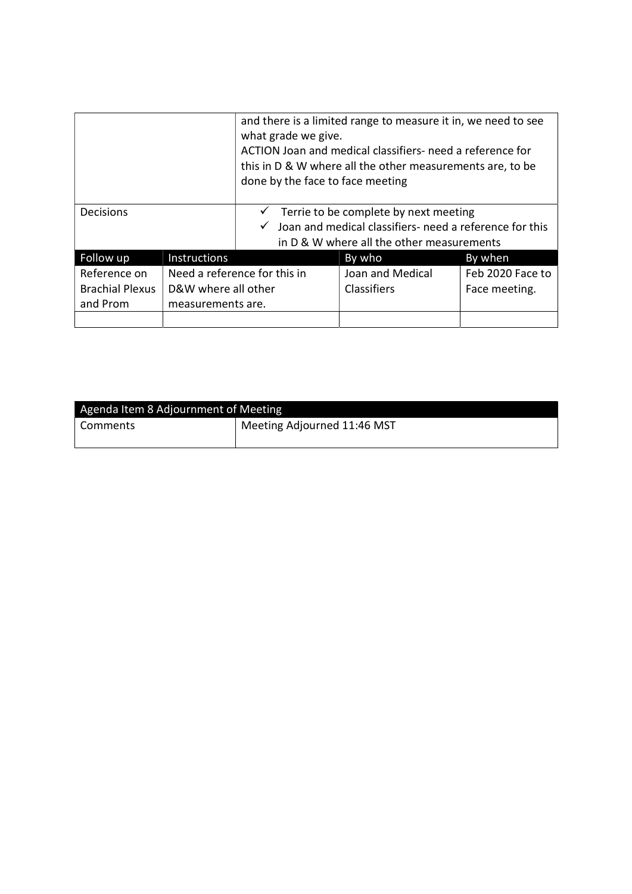| | | | | |
|---|---|---|---|---|
| | | and there is a limited range to measure it in, we need to see what grade we give.<br>ACTION Joan and medical classifiers- need a reference for this in D & W where all the other measurements are, to be done by the face to face meeting | | |
| Decisions | | ✓ Terrie to be complete by next meeting<br>✓ Joan and medical classifiers- need a reference for this in D & W where all the other measurements | | |
| **Follow up** | **Instructions** | | **By who** | **By when** |
| Reference on Brachial Plexus and Prom | Need a reference for this in D&W where all other measurements are. | | Joan and Medical Classifiers | Feb 2020 Face to Face meeting. |
| | | | | |

| Agenda Item 8 Adjournment of Meeting | |
|---|---|
| Comments | Meeting Adjourned 11:46 MST |